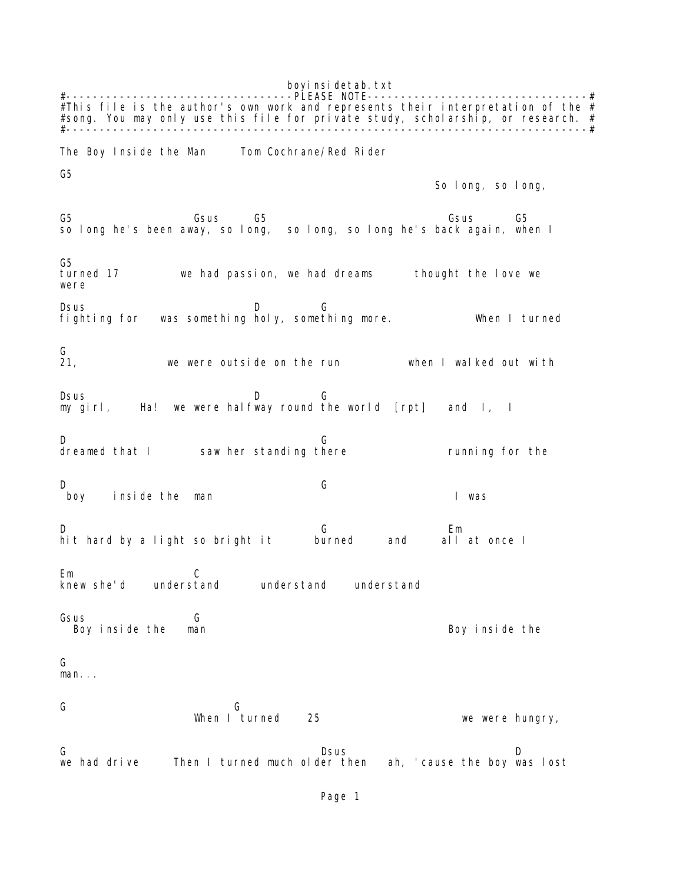```
                                      boyinsidetab.txt
#----------------------------------PLEASE NOTE---------------------------------#
#This file is the author's own work and represents their interpretation of the #
#song. You may only use this file for private study, scholarship, or research. #
#------------------------------------------------------------------------------#

The Boy Inside the Man      Tom Cochrane/Red Rider

G5
                                                              So long, so long,


G5                  Gsus      G5                              Gsus       G5
so long he's been away, so long,  so long, so long he's back again, when I


G5
turned 17          we had passion, we had dreams       thought the love we
were

Dsus                         D          G
fighting for   was something holy, something more.            When I turned


G
21,              we were outside on the run          when I walked out with


Dsus                         D          G
my girl,     Ha!  we were halfway round the world  [rpt]   and  I,  I


D                                       G
dreamed that I       saw her standing there               running for the


D                                       G
 boy    inside the  man                                        I was


D                                       G               Em
hit hard by a light so bright it       burned      and      all at once I


Em                  C
knew she'd    understand       understand    understand


Gsus                G
  Boy inside the    man                                       Boy inside the


G
man...


G                        G
                    When I turned     25                       we were hungry,


G                                       Dsus                         D
we had drive      Then I turned much older then   ah, 'cause the boy was lost
```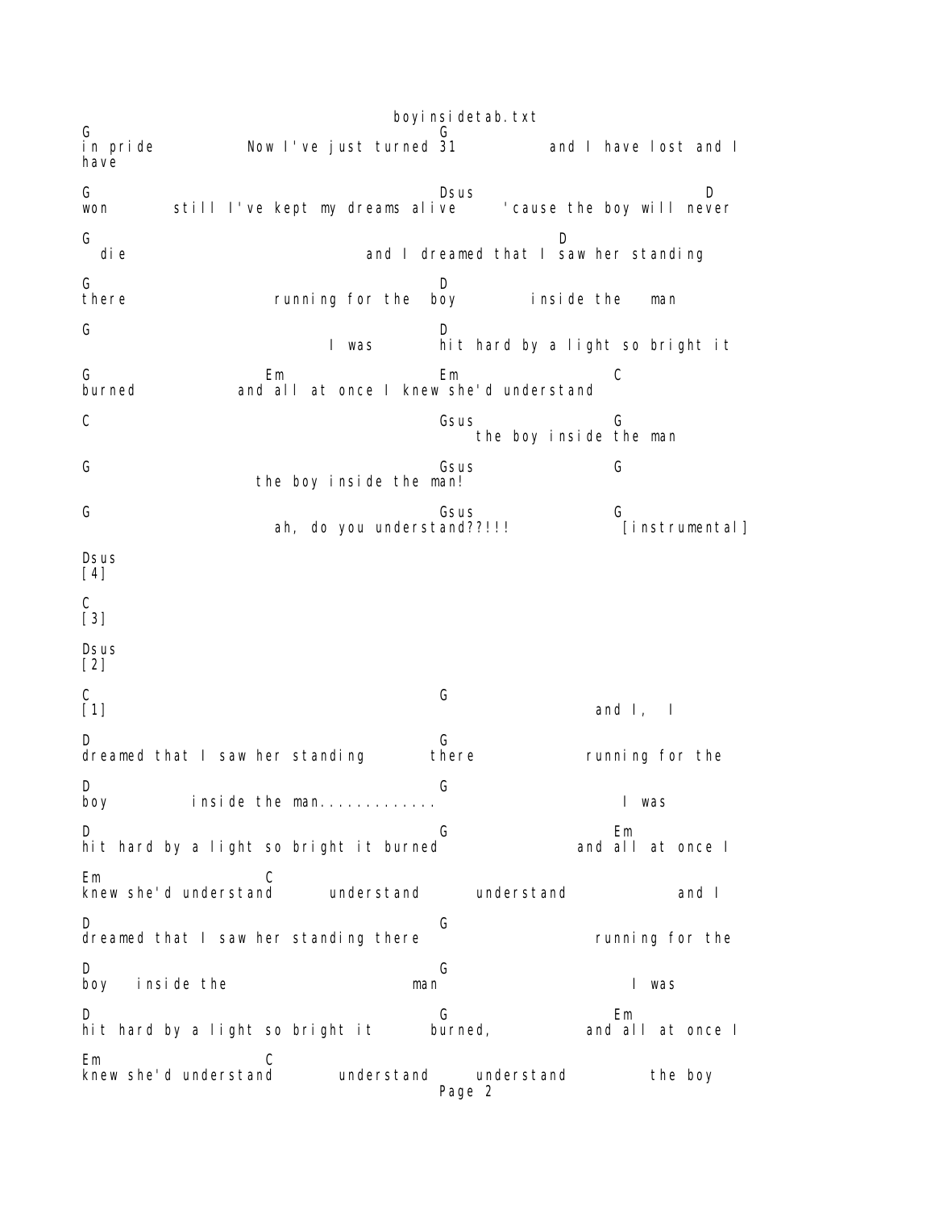```
G                                       G
in pride           Now I've just turned 31          and I have lost and I
have

G                                       Dsus                            D
won       still I've kept my dreams alive     'cause the boy will never

G                                                    D
  die                           and I dreamed that I saw her standing

G                                       D
there                 running for the  boy        inside the   man

G                                       D
                           I was       hit hard by a light so bright it

G                   Em                  Em                 C
burned            and all at once I knew she'd understand

C                                       Gsus               G
                                            the boy inside the man

G                                       Gsus               G
                    the boy inside the man!

G                                       Gsus               G
                    ah, do you understand??!!!             [instrumental]

Dsus
[4]

C
[3]

Dsus
[2]

C                                       G
[1]                                                   and I,  I

D                                       G
dreamed that I saw her standing        there            running for the

D                                       G
boy          inside the man.............                   I was

D                                       G                  Em
hit hard by a light so bright it burned              and all at once I

Em                  C
knew she'd understand      understand      understand             and I

D                                       G
dreamed that I saw her standing there                  running for the

D                                       G
boy   inside the                      man                   I was

D                                       G                  Em
hit hard by a light so bright it      burned,          and all at once I

Em                  C
knew she'd understand       understand     understand          the boy
```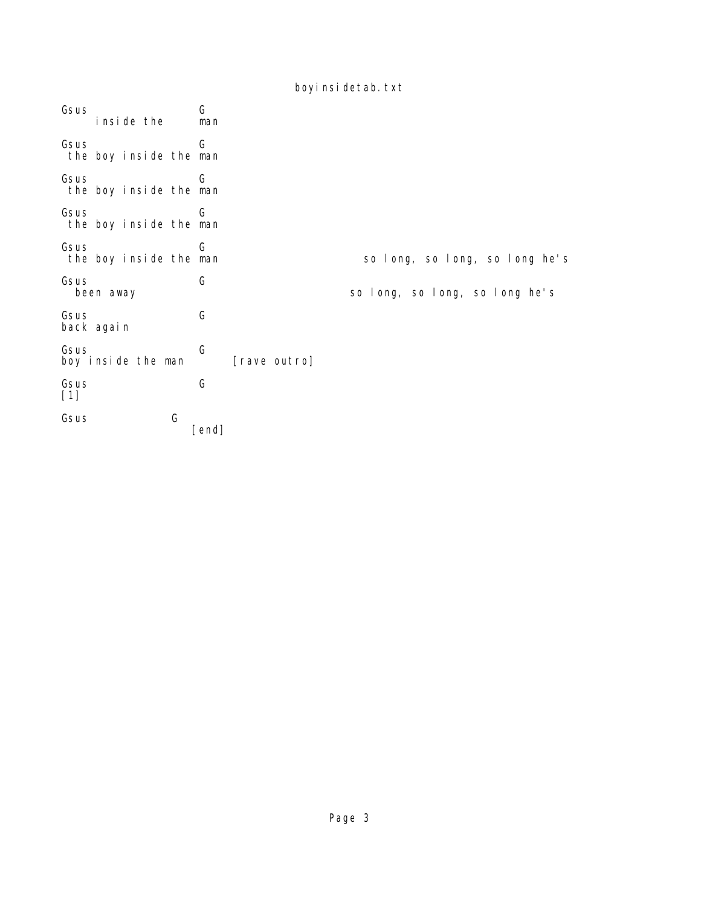```
Gsus                G
     inside the     man

Gsus                G
 the boy inside the man

Gsus                G
 the boy inside the man

Gsus                G
 the boy inside the man

Gsus                G
 the boy inside the man                      so long, so long, so long he's

Gsus                G
  been away                                so long, so long, so long he's

Gsus                G
back again

Gsus                G
boy inside the man       [rave outro]

Gsus                G
[1]

Gsus            G
                   [end]
```